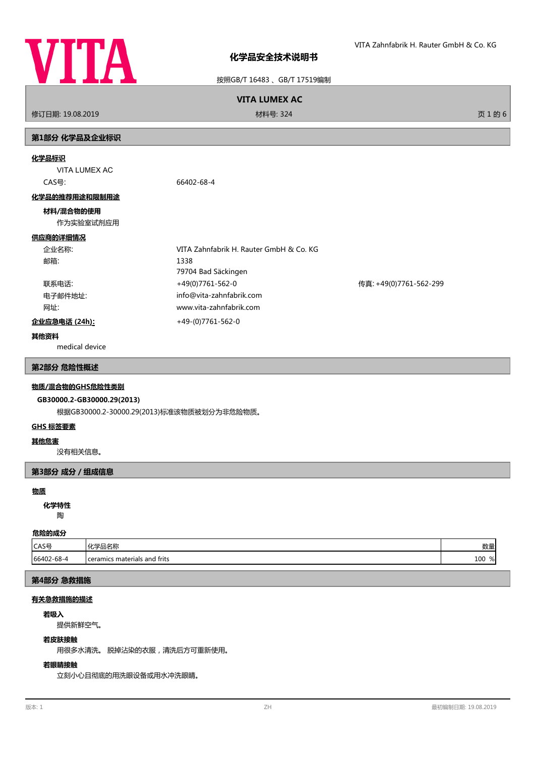# 化学品安全技术说明书

按照GB/T 16483 、GB/T 17519编制

**VITA LUMEX AC**

修订日期: 19.08.2019 材料号: 324

## 第1部分 化学品及企业标识

### 化学品标识

VITA LUMEX AC

CAS号: 66402-68-4

### 化学品的推荐用途和限制用途

**材料/混合物的使用**

作为实验室试剂应用

### 供应商的详细情况

企业名称: VITA Zahnfabrik H. Rauter GmbH & Co. KG

邮箱: 1338
79704 Bad Säckingen

联系电话: +49(0)7761-562-0 传真: +49(0)7761-562-299

电子邮件地址: info@vita-zahnfabrik.com

网址: www.vita-zahnfabrik.com

**企业应急电话 (24h):** +49-(0)7761-562-0

### 其他资料

medical device

## 第2部分 危险性概述

### 物质/混合物的GHS危险性类别

**GB30000.2-GB30000.29(2013)**

根据GB30000.2-30000.29(2013)标准该物质被划分为非危险物质。

### GHS 标签要素

### 其他危害

没有相关信息。

## 第3部分 成分 / 组成信息

### 物质

**化学特性**

陶

### 危险的成分

| CAS号 | 化学品名称 | 数量 |
|---|---|---|
| 66402-68-4 | ceramics materials and frits | 100 % |

## 第4部分 急救措施

### 有关急救措施的描述

**若吸入**

提供新鲜空气。

**若皮肤接触**

用很多水清洗。 脱掉沾染的衣服，清洗后方可重新使用。

**若眼睛接触**

立刻小心且彻底的用洗眼设备或用水冲洗眼睛。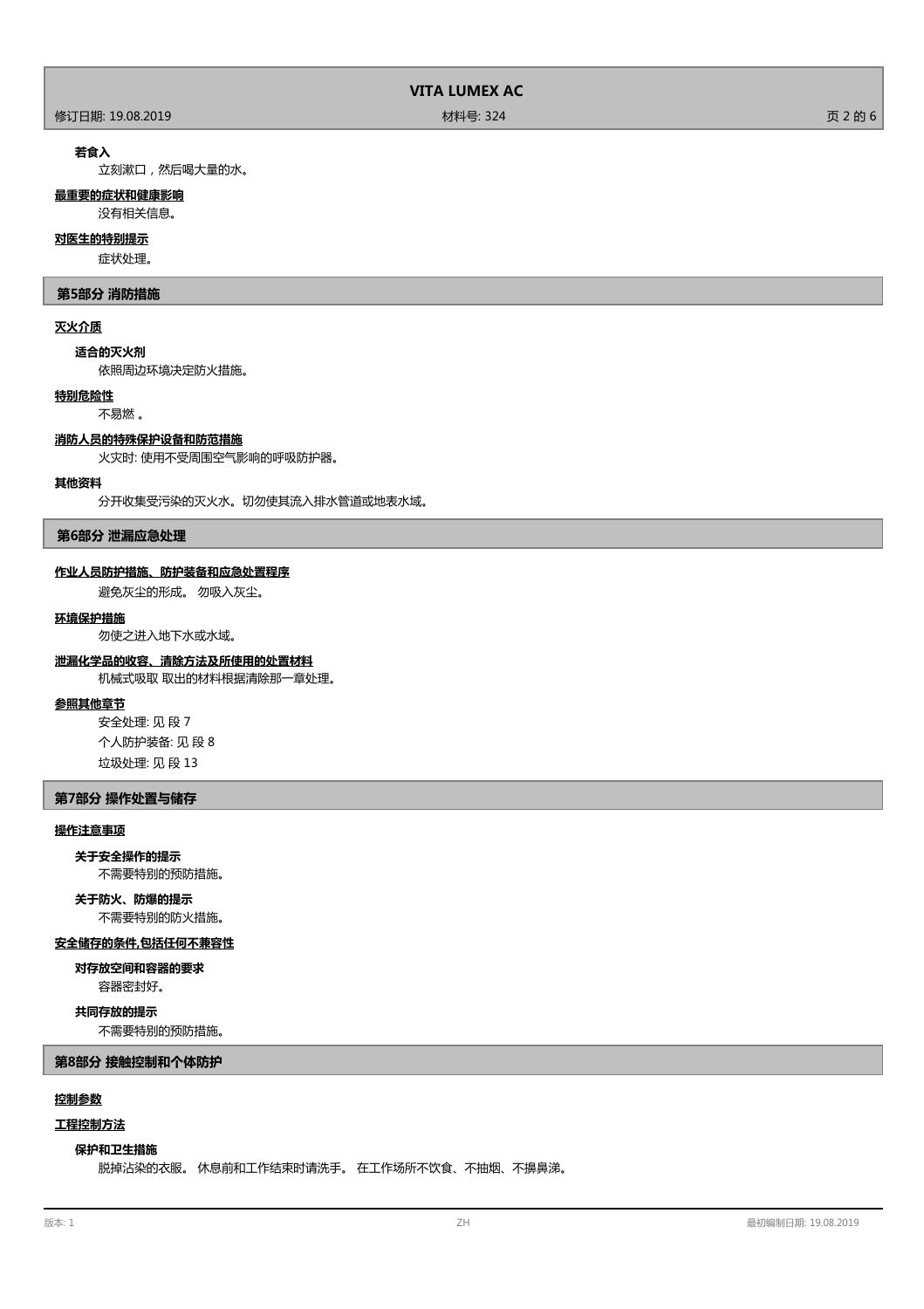**若食入**

立刻漱口，然后喝大量的水。

**最重要的症状和健康影响**

没有相关信息。

**对医生的特别提示**

症状处理。

## 第5部分 消防措施

**灭火介质**

**适合的灭火剂**

依照周边环境决定防火措施。

**特别危险性**

不易燃 。

**消防人员的特殊保护设备和防范措施**

火灾时: 使用不受周围空气影响的呼吸防护器。

**其他资料**

分开收集受污染的灭火水。切勿使其流入排水管道或地表水域。

## 第6部分 泄漏应急处理

**作业人员防护措施、防护装备和应急处置程序**

避免灰尘的形成。 勿吸入灰尘。

**环境保护措施**

勿使之进入地下水或水域。

**泄漏化学品的收容、清除方法及所使用的处置材料**

机械式吸取 取出的材料根据清除那一章处理。

**参照其他章节**

安全处理: 见 段 7

个人防护装备: 见 段 8

垃圾处理: 见 段 13

## 第7部分 操作处置与储存

**操作注意事项**

**关于安全操作的提示**

不需要特别的预防措施。

**关于防火、防爆的提示**

不需要特别的防火措施。

**安全储存的条件,包括任何不兼容性**

**对存放空间和容器的要求**

容器密封好。

**共同存放的提示**

不需要特别的预防措施。

## 第8部分 接触控制和个体防护

**控制参数**

**工程控制方法**

**保护和卫生措施**

脱掉沾染的衣服。 休息前和工作结束时请洗手。 在工作场所不饮食、不抽烟、不擤鼻涕。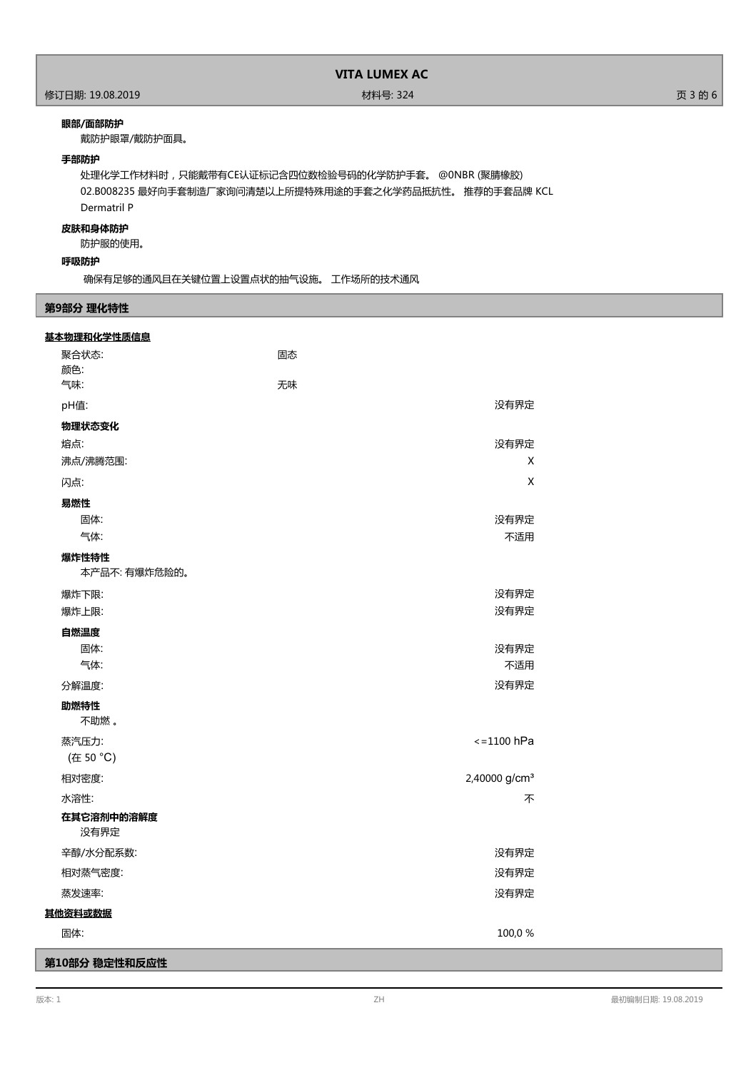**眼部/面部防护**

戴防护眼罩/戴防护面具。

**手部防护**

处理化学工作材料时，只能戴带有CE认证标记含四位数检验号码的化学防护手套。 @0NBR (聚腈橡胶)
02.B008235 最好向手套制造厂家询问清楚以上所提特殊用途的手套之化学药品抵抗性。 推荐的手套品牌 KCL Dermatril P

**皮肤和身体防护**

防护服的使用。

**呼吸防护**

确保有足够的通风且在关键位置上设置点状的抽气设施。 工作场所的技术通风

## 第9部分 理化特性

**基本物理和化学性质信息**

| | |
|---|---|
| 聚合状态: | 固态 |
| 颜色: | |
| 气味: | 无味 |
| pH值: | 没有界定 |

**物理状态变化**

| | |
|---|---|
| 熔点: | 没有界定 |
| 沸点/沸腾范围: | X |
| 闪点: | X |

**易燃性**

| | |
|---|---|
| 固体: | 没有界定 |
| 气体: | 不适用 |

**爆炸性特性**

本产品不: 有爆炸危险的。

| | |
|---|---|
| 爆炸下限: | 没有界定 |
| 爆炸上限: | 没有界定 |

**自燃温度**

| | |
|---|---|
| 固体: | 没有界定 |
| 气体: | 不适用 |
| 分解温度: | 没有界定 |

**助燃特性**

不助燃 。

| | |
|---|---|
| 蒸汽压力: (在 50 °C) | <=1100 hPa |
| 相对密度: | 2,40000 g/cm³ |
| 水溶性: | 不 |

**在其它溶剂中的溶解度**

没有界定

| | |
|---|---|
| 辛醇/水分配系数: | 没有界定 |
| 相对蒸气密度: | 没有界定 |
| 蒸发速率: | 没有界定 |

**其他资料或数据**

| | |
|---|---|
| 固体: | 100,0 % |

## 第10部分 稳定性和反应性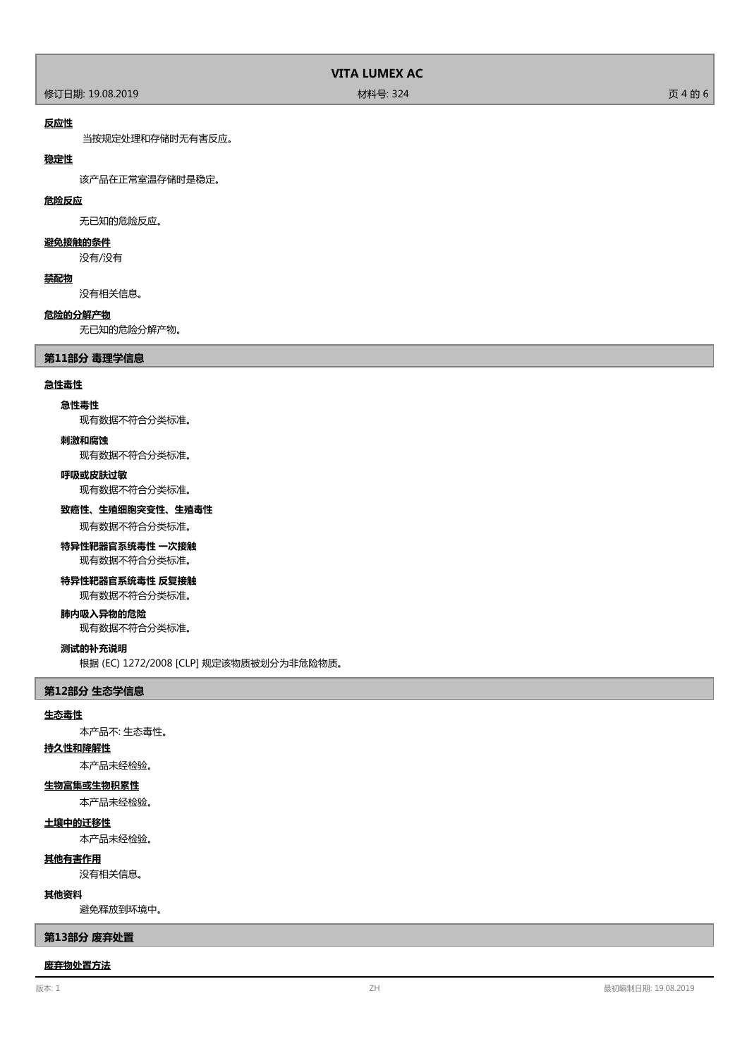**反应性**

当按规定处理和存储时无有害反应。

**稳定性**

该产品在正常室温存储时是稳定。

**危险反应**

无已知的危险反应。

**避免接触的条件**

没有/没有

**禁配物**

没有相关信息。

**危险的分解产物**

无已知的危险分解产物。

## 第11部分 毒理学信息

**急性毒性**

**急性毒性**

现有数据不符合分类标准。

**刺激和腐蚀**

现有数据不符合分类标准。

**呼吸或皮肤过敏**

现有数据不符合分类标准。

**致癌性、生殖细胞突变性、生殖毒性**

现有数据不符合分类标准。

**特异性靶器官系统毒性 一次接触**

现有数据不符合分类标准。

**特异性靶器官系统毒性 反复接触**

现有数据不符合分类标准。

**肺内吸入异物的危险**

现有数据不符合分类标准。

**测试的补充说明**

根据 (EC) 1272/2008 [CLP] 规定该物质被划分为非危险物质。

## 第12部分 生态学信息

**生态毒性**

本产品不: 生态毒性。

**持久性和降解性**

本产品未经检验。

**生物富集或生物积累性**

本产品未经检验。

**土壤中的迁移性**

本产品未经检验。

**其他有害作用**

没有相关信息。

**其他资料**

避免释放到环境中。

## 第13部分 废弃处置

**废弃物处置方法**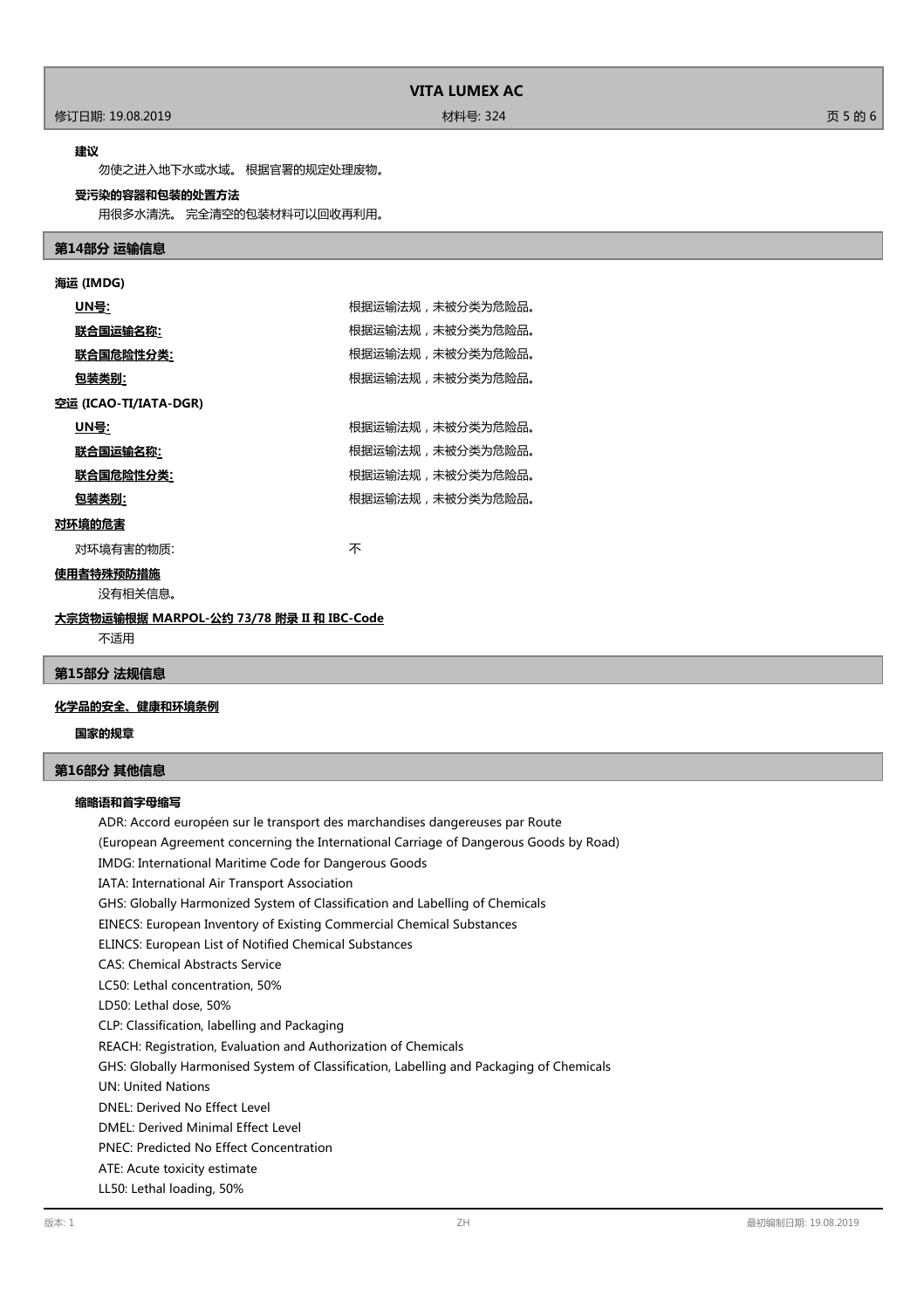**建议**

勿使之进入地下水或水域。 根据官署的规定处理废物。

**受污染的容器和包装的处置方法**

用很多水清洗。 完全清空的包装材料可以回收再利用。

## 第14部分 运输信息

**海运 (IMDG)**

| | |
|---|---|
| **UN号:** | 根据运输法规，未被分类为危险品。 |
| **联合国运输名称:** | 根据运输法规，未被分类为危险品。 |
| **联合国危险性分类:** | 根据运输法规，未被分类为危险品。 |
| **包装类别:** | 根据运输法规，未被分类为危险品。 |

**空运 (ICAO-TI/IATA-DGR)**

| | |
|---|---|
| **UN号:** | 根据运输法规，未被分类为危险品。 |
| **联合国运输名称:** | 根据运输法规，未被分类为危险品。 |
| **联合国危险性分类:** | 根据运输法规，未被分类为危险品。 |
| **包装类别:** | 根据运输法规，未被分类为危险品。 |

**对环境的危害**

对环境有害的物质: 不

**使用者特殊预防措施**

没有相关信息。

**大宗货物运输根据 MARPOL-公约 73/78 附录 II 和 IBC-Code**

不适用

## 第15部分 法规信息

**化学品的安全、健康和环境条例**

**国家的规章**

## 第16部分 其他信息

**缩略语和首字母缩写**

ADR: Accord européen sur le transport des marchandises dangereuses par Route
(European Agreement concerning the International Carriage of Dangerous Goods by Road)
IMDG: International Maritime Code for Dangerous Goods
IATA: International Air Transport Association
GHS: Globally Harmonized System of Classification and Labelling of Chemicals
EINECS: European Inventory of Existing Commercial Chemical Substances
ELINCS: European List of Notified Chemical Substances
CAS: Chemical Abstracts Service
LC50: Lethal concentration, 50%
LD50: Lethal dose, 50%
CLP: Classification, labelling and Packaging
REACH: Registration, Evaluation and Authorization of Chemicals
GHS: Globally Harmonised System of Classification, Labelling and Packaging of Chemicals
UN: United Nations
DNEL: Derived No Effect Level
DMEL: Derived Minimal Effect Level
PNEC: Predicted No Effect Concentration
ATE: Acute toxicity estimate
LL50: Lethal loading, 50%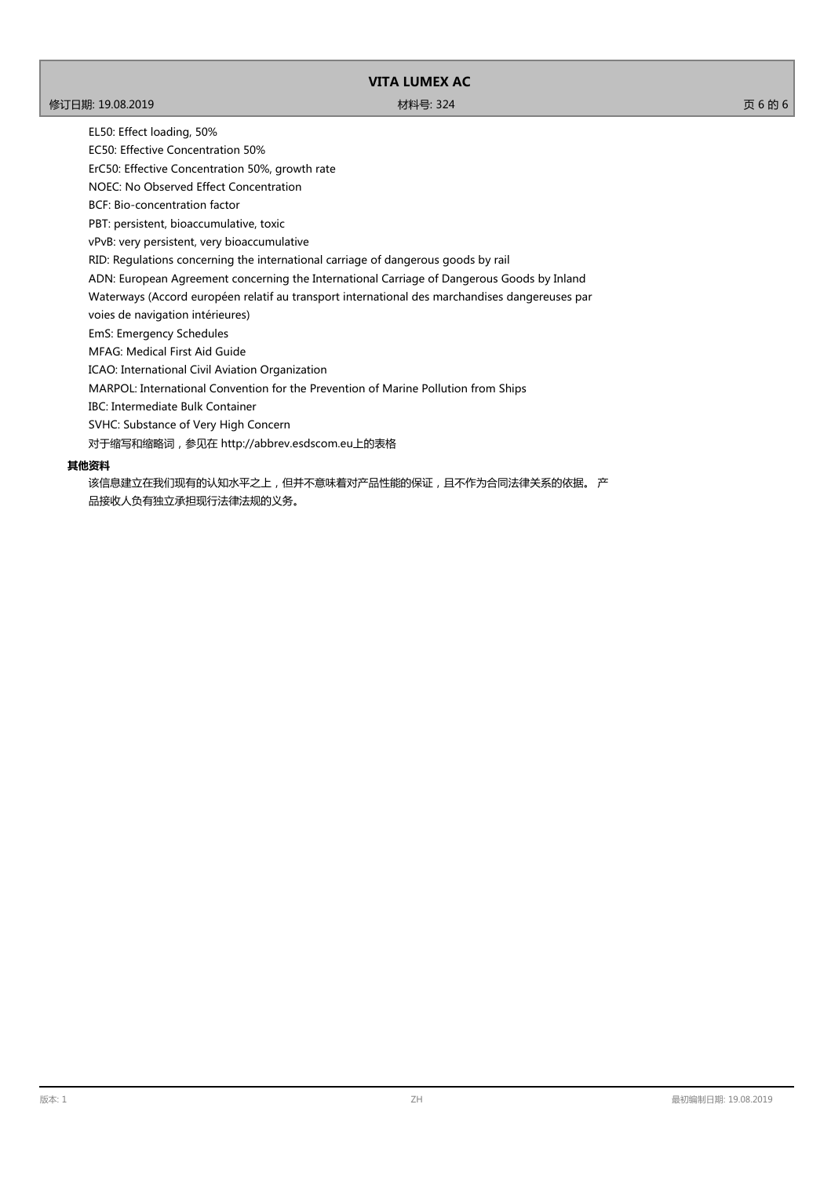EL50: Effect loading, 50%

EC50: Effective Concentration 50%

ErC50: Effective Concentration 50%, growth rate

NOEC: No Observed Effect Concentration

BCF: Bio-concentration factor

PBT: persistent, bioaccumulative, toxic

vPvB: very persistent, very bioaccumulative

RID: Regulations concerning the international carriage of dangerous goods by rail

ADN: European Agreement concerning the International Carriage of Dangerous Goods by Inland Waterways (Accord européen relatif au transport international des marchandises dangereuses par voies de navigation intérieures)

EmS: Emergency Schedules

MFAG: Medical First Aid Guide

ICAO: International Civil Aviation Organization

MARPOL: International Convention for the Prevention of Marine Pollution from Ships

IBC: Intermediate Bulk Container

SVHC: Substance of Very High Concern

对于缩写和缩略词，参见在 http://abbrev.esdscom.eu上的表格

**其他资料**

该信息建立在我们现有的认知水平之上，但并不意味着对产品性能的保证，且不作为合同法律关系的依据。 产品接收人负有独立承担现行法律法规的义务。